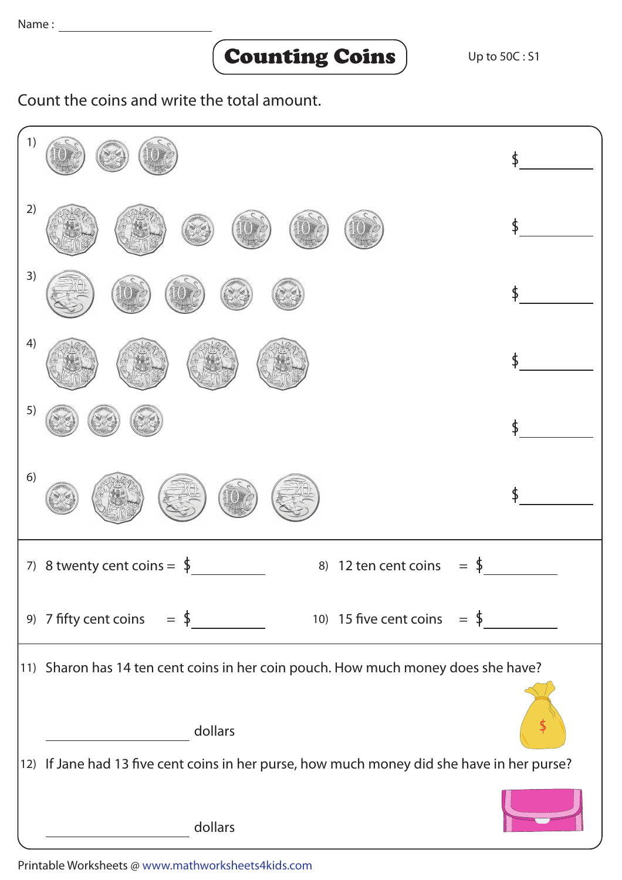Name : ______________________

# Counting Coins

Up to 50C : S1

Count the coins and write the total amount.

1) $ ________

2) $ ________

3) $ ________

4) $ ________

5) $ ________

6) $ ________

7) 8 twenty cent coins = $ ________

8) 12 ten cent coins = $ ________

9) 7 fifty cent coins = $ ________

10) 15 five cent coins = $ ________

11) Sharon has 14 ten cent coins in her coin pouch. How much money does she have?

________________ dollars

12) If Jane had 13 five cent coins in her purse, how much money did she have in her purse?

________________ dollars

Printable Worksheets @ www.mathworksheets4kids.com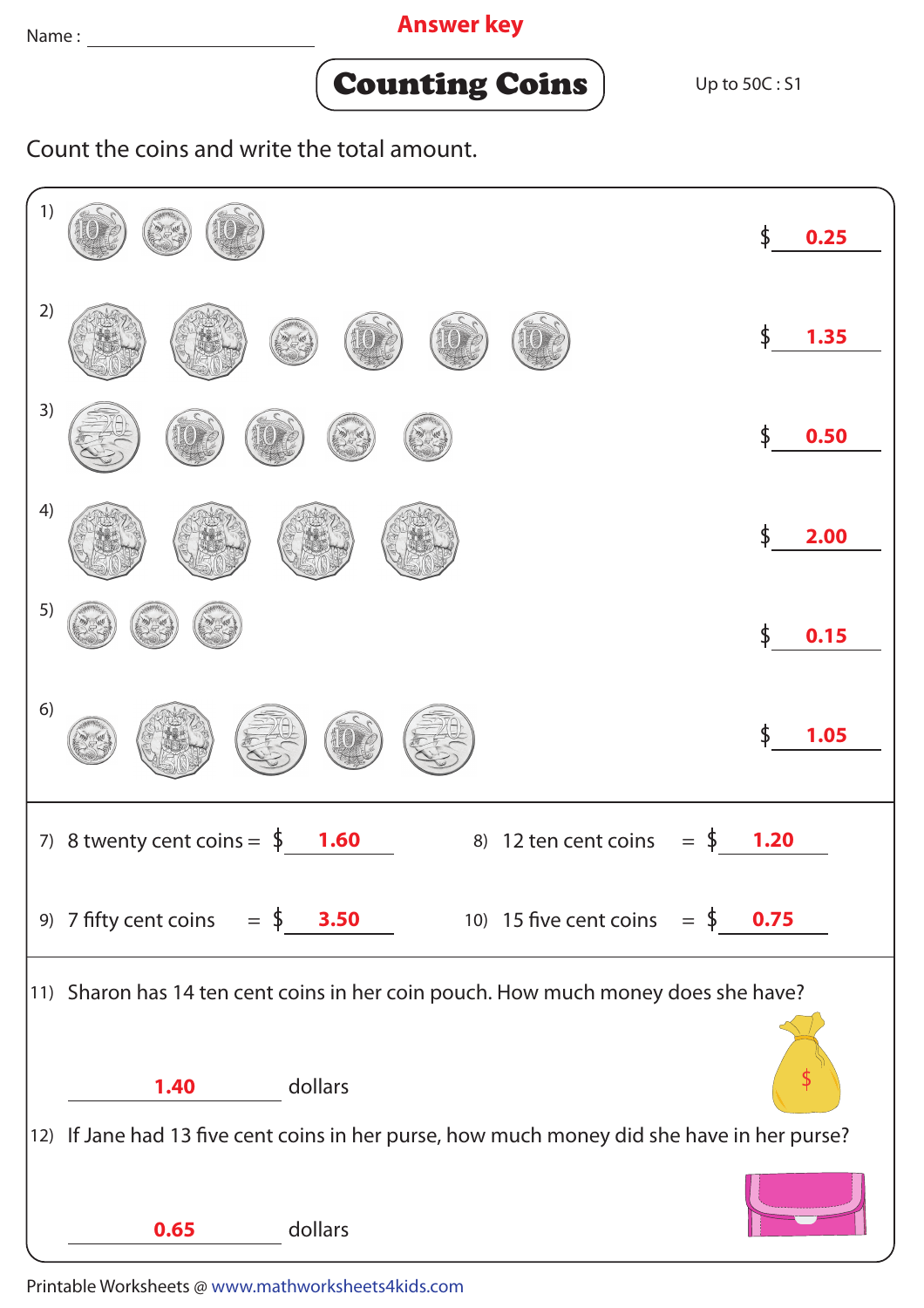Name : ____________________

**Answer key**

# Counting Coins

Up to 50C : S1

Count the coins and write the total amount.

1) $ **0.25**

2) $ **1.35**

3) $ **0.50**

4) $ **2.00**

5) $ **0.15**

6) $ **1.05**

7) 8 twenty cent coins = $ **1.60**

8) 12 ten cent coins = $ **1.20**

9) 7 fifty cent coins = $ **3.50**

10) 15 five cent coins = $ **0.75**

11) Sharon has 14 ten cent coins in her coin pouch. How much money does she have?

**1.40** dollars

12) If Jane had 13 five cent coins in her purse, how much money did she have in her purse?

**0.65** dollars

Printable Worksheets @ www.mathworksheets4kids.com